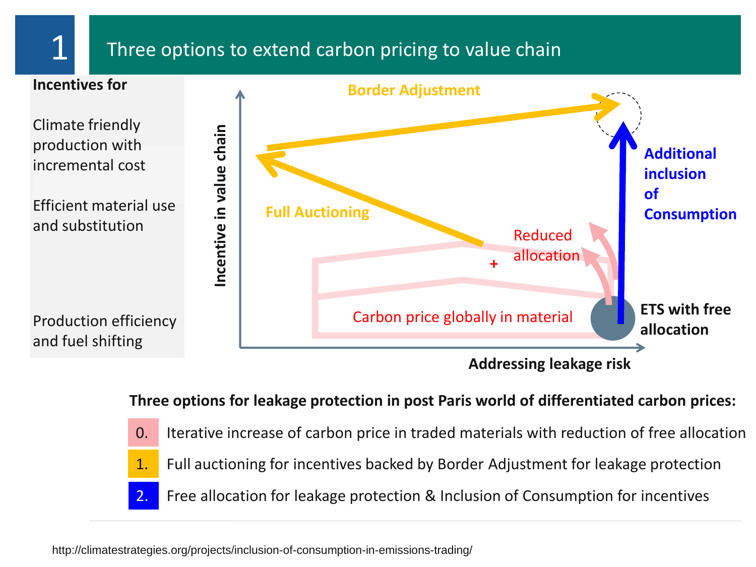# 1 Three options to extend carbon pricing to value chain

**Incentives for**

Climate friendly production with incremental cost

Efficient material use and substitution

Production efficiency and fuel shifting

Incentive in value chain

Border Adjustment

Full Auctioning

Additional inclusion of Consumption

Reduced allocation

+

Carbon price globally in material

ETS with free allocation

Addressing leakage risk

**Three options for leakage protection in post Paris world of differentiated carbon prices:**

0. Iterative increase of carbon price in traded materials with reduction of free allocation
1. Full auctioning for incentives backed by Border Adjustment for leakage protection
2. Free allocation for leakage protection & Inclusion of Consumption for incentives

http://climatestrategies.org/projects/inclusion-of-consumption-in-emissions-trading/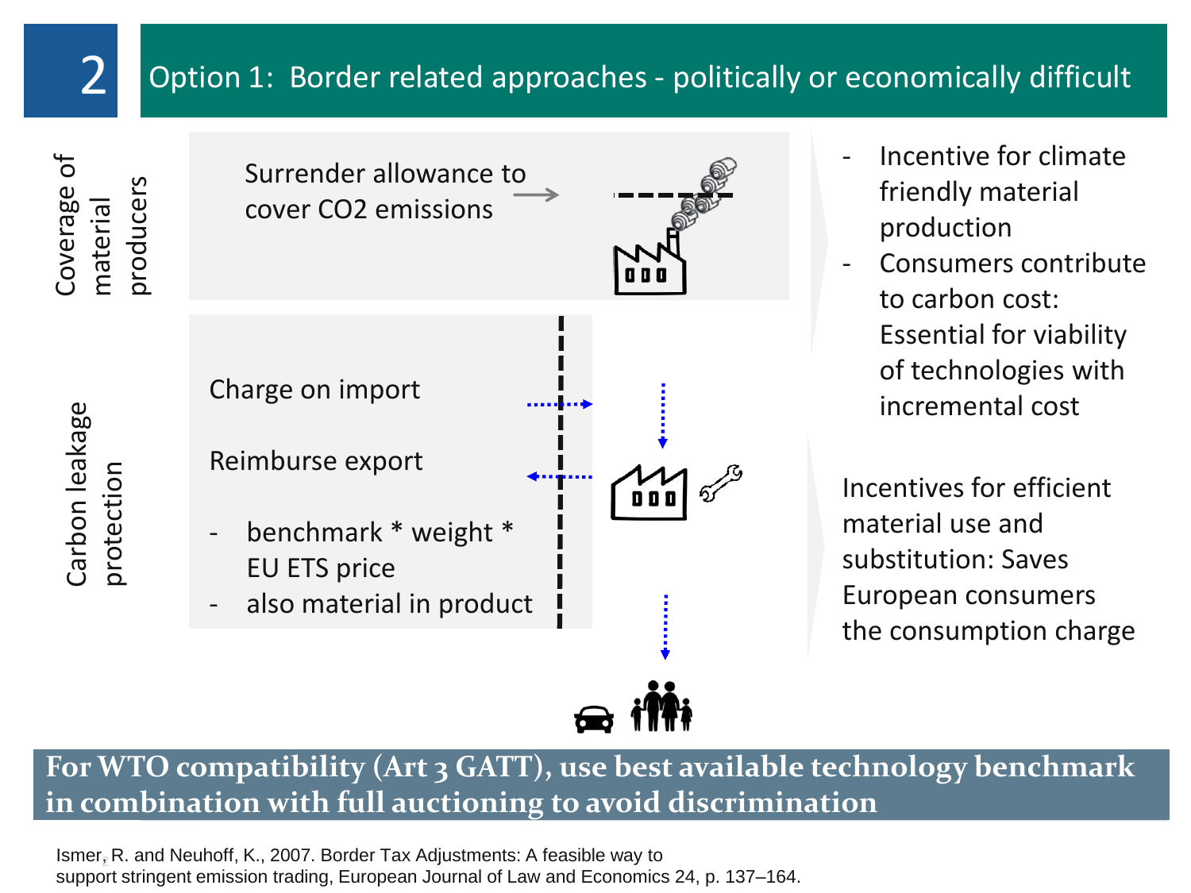## Option 1: Border related approaches - politically or economically difficult

**Coverage of material producers**

Surrender allowance to cover $CO_2$ emissions

- Incentive for climate friendly material production
- Consumers contribute to carbon cost: Essential for viability of technologies with incremental cost

**Carbon leakage protection**

Charge on import

Reimburse export

- benchmark * weight * EU ETS price
- also material in product

Incentives for efficient material use and substitution: Saves European consumers the consumption charge

**For WTO compatibility (Art 3 GATT), use best available technology benchmark in combination with full auctioning to avoid discrimination**

Ismer, R. and Neuhoff, K., 2007. Border Tax Adjustments: A feasible way to support stringent emission trading, European Journal of Law and Economics 24, p. 137–164.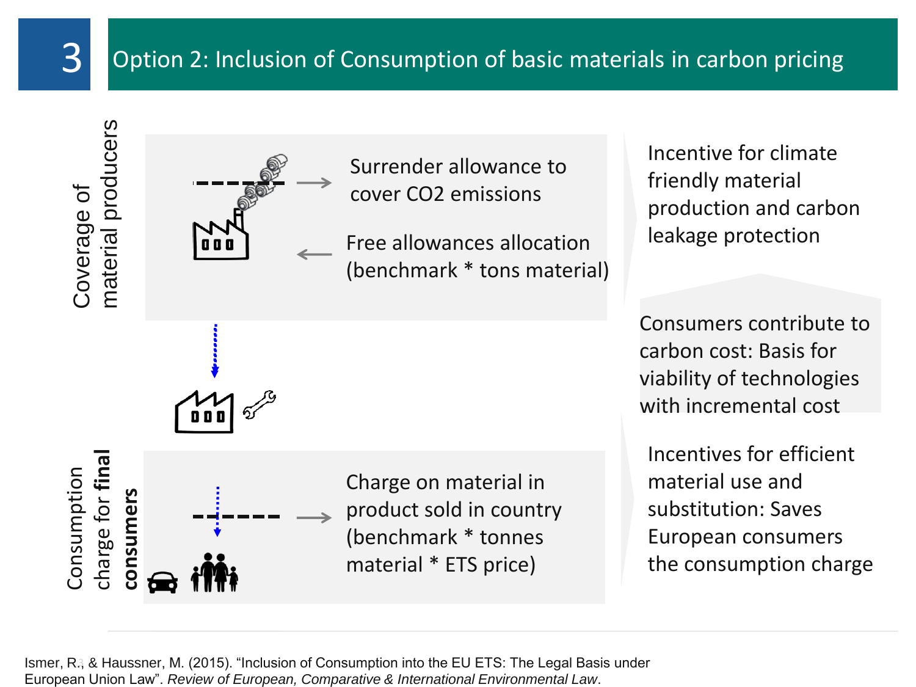# 3 Option 2: Inclusion of Consumption of basic materials in carbon pricing

**Coverage of material producers**

Surrender allowance to cover $CO_2$ emissions

Free allowances allocation (benchmark * tons material)

Incentive for climate friendly material production and carbon leakage protection

Consumers contribute to carbon cost: Basis for viability of technologies with incremental cost

**Consumption charge for final consumers**

Charge on material in product sold in country (benchmark * tonnes material * ETS price)

Incentives for efficient material use and substitution: Saves European consumers the consumption charge

Ismer, R., & Haussner, M. (2015). "Inclusion of Consumption into the EU ETS: The Legal Basis under European Union Law". *Review of European, Comparative & International Environmental Law*.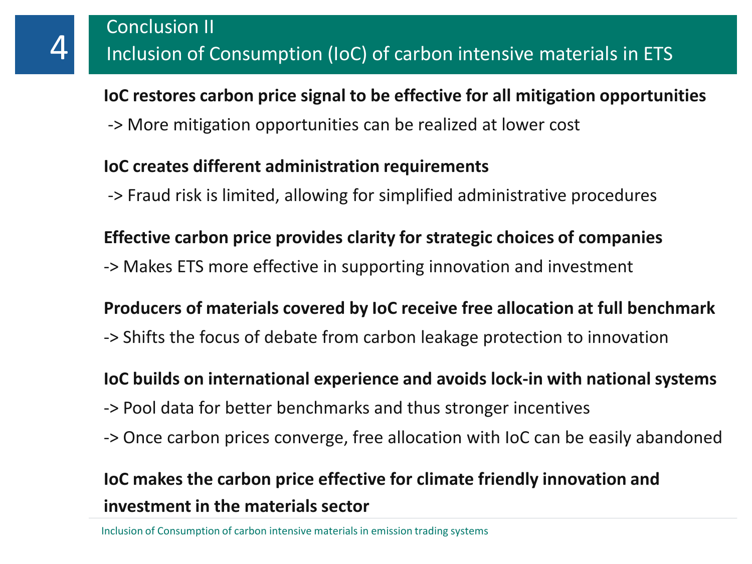# 4 Conclusion II
## Inclusion of Consumption (IoC) of carbon intensive materials in ETS

**IoC restores carbon price signal to be effective for all mitigation opportunities**

-> More mitigation opportunities can be realized at lower cost

**IoC creates different administration requirements**

-> Fraud risk is limited, allowing for simplified administrative procedures

**Effective carbon price provides clarity for strategic choices of companies**

-> Makes ETS more effective in supporting innovation and investment

**Producers of materials covered by IoC receive free allocation at full benchmark**

-> Shifts the focus of debate from carbon leakage protection to innovation

**IoC builds on international experience and avoids lock-in with national systems**

-> Pool data for better benchmarks and thus stronger incentives

-> Once carbon prices converge, free allocation with IoC can be easily abandoned

**IoC makes the carbon price effective for climate friendly innovation and investment in the materials sector**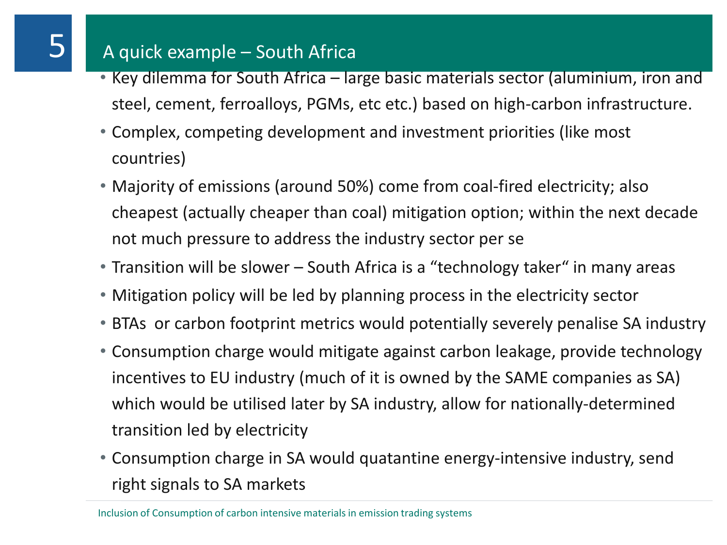# A quick example – South Africa

- Key dilemma for South Africa – large basic materials sector (aluminium, iron and steel, cement, ferroalloys, PGMs, etc etc.) based on high-carbon infrastructure.
- Complex, competing development and investment priorities (like most countries)
- Majority of emissions (around 50%) come from coal-fired electricity; also cheapest (actually cheaper than coal) mitigation option; within the next decade not much pressure to address the industry sector per se
- Transition will be slower – South Africa is a "technology taker" in many areas
- Mitigation policy will be led by planning process in the electricity sector
- BTAs or carbon footprint metrics would potentially severely penalise SA industry
- Consumption charge would mitigate against carbon leakage, provide technology incentives to EU industry (much of it is owned by the SAME companies as SA) which would be utilised later by SA industry, allow for nationally-determined transition led by electricity
- Consumption charge in SA would quatantine energy-intensive industry, send right signals to SA markets